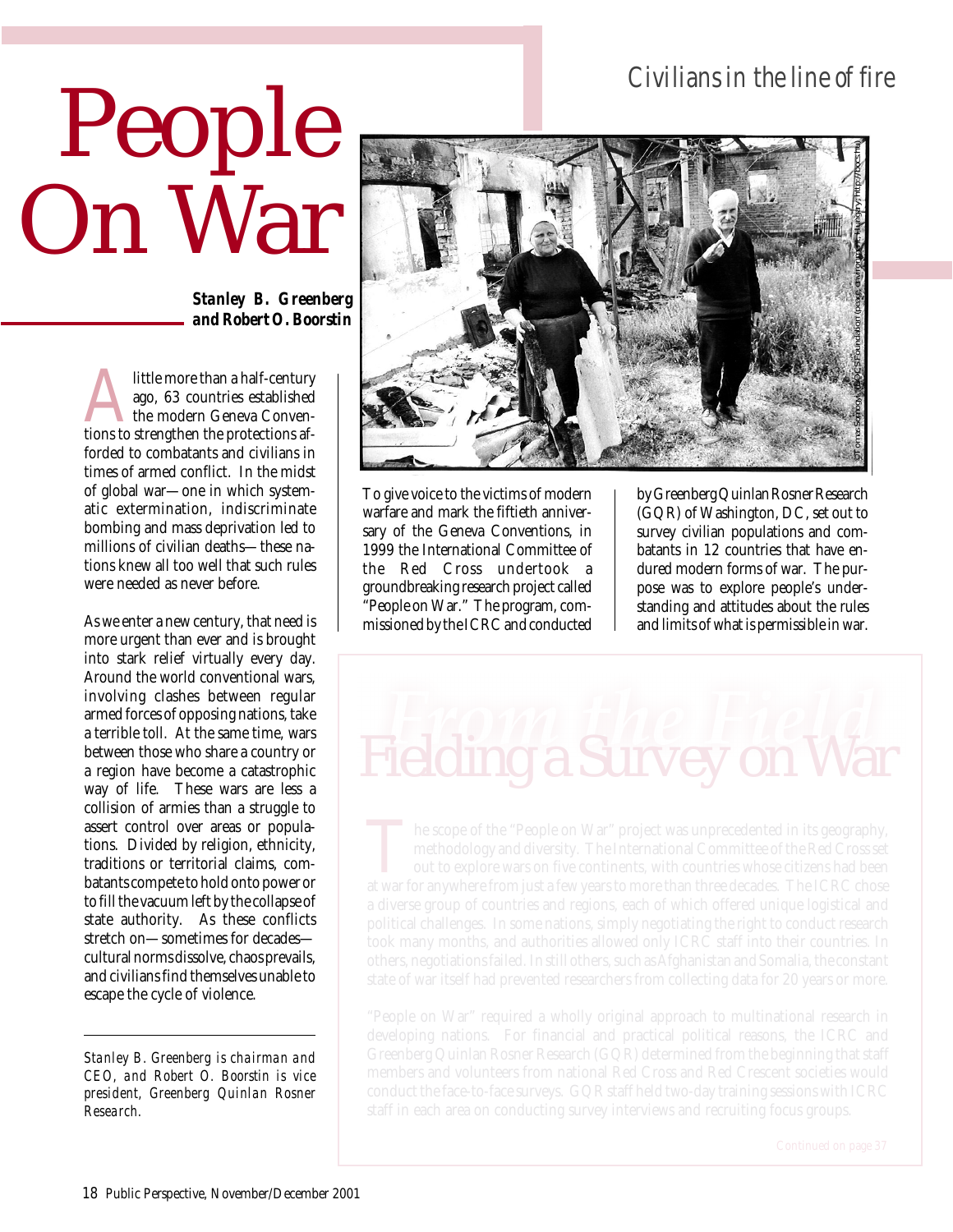Civilians in the line of fire

# People On War

***Stanley B. Greenberg and Robert O. Boorstin***

A little more than a half-century ago, 63 countries established the modern Geneva Conventions to strengthen the protections afforded to combatants and civilians in times of armed conflict. In the midst of global war—one in which systematic extermination, indiscriminate bombing and mass deprivation led to millions of civilian deaths—these nations knew all too well that such rules were needed as never before.

As we enter a new century, that need is more urgent than ever and is brought into stark relief virtually every day. Around the world conventional wars, involving clashes between regular armed forces of opposing nations, take a terrible toll. At the same time, wars between those who share a country or a region have become a catastrophic way of life. These wars are less a collision of armies than a struggle to assert control over areas or populations. Divided by religion, ethnicity, traditions or territorial claims, combatants compete to hold onto power or to fill the vacuum left by the collapse of state authority. As these conflicts stretch on—sometimes for decades—cultural norms dissolve, chaos prevails, and civilians find themselves unable to escape the cycle of violence.

*Stanley B. Greenberg is chairman and CEO, and Robert O. Boorstin is vice president, Greenberg Quinlan Rosner Research.*

©Tomas Szarovy/VAR/OCSI Foundation (people on hungarian - Hungary, http://boocs.hu)

To give voice to the victims of modern warfare and mark the fiftieth anniversary of the Geneva Conventions, in 1999 the International Committee of the Red Cross undertook a groundbreaking research project called "People on War." The program, commissioned by the ICRC and conducted by Greenberg Quinlan Rosner Research (GQR) of Washington, DC, set out to survey civilian populations and combatants in 12 countries that have endured modern forms of war. The purpose was to explore people's understanding and attitudes about the rules and limits of what is permissible in war.

## From the Field

### Fielding a Survey on War

The scope of the "People on War" project was unprecedented in its geography, methodology and diversity. The International Committee of the Red Cross set out to explore wars on five continents, with countries whose citizens had been at war for anywhere from just a few years to more than three decades. The ICRC chose a diverse group of countries and regions, each of which offered unique logistical and political challenges. In some nations, simply negotiating the right to conduct research took many months, and authorities allowed only ICRC staff into their countries. In others, negotiations failed. In still others, such as Afghanistan and Somalia, the constant state of war itself had prevented researchers from collecting data for 20 years or more.

"People on War" required a wholly original approach to multinational research in developing nations. For financial and practical political reasons, the ICRC and Greenberg Quinlan Rosner Research (GQR) determined from the beginning that staff members and volunteers from national Red Cross and Red Crescent societies would conduct the face-to-face surveys. GQR staff held two-day training sessions with ICRC staff in each area on conducting survey interviews and recruiting focus groups.

Continued on page 37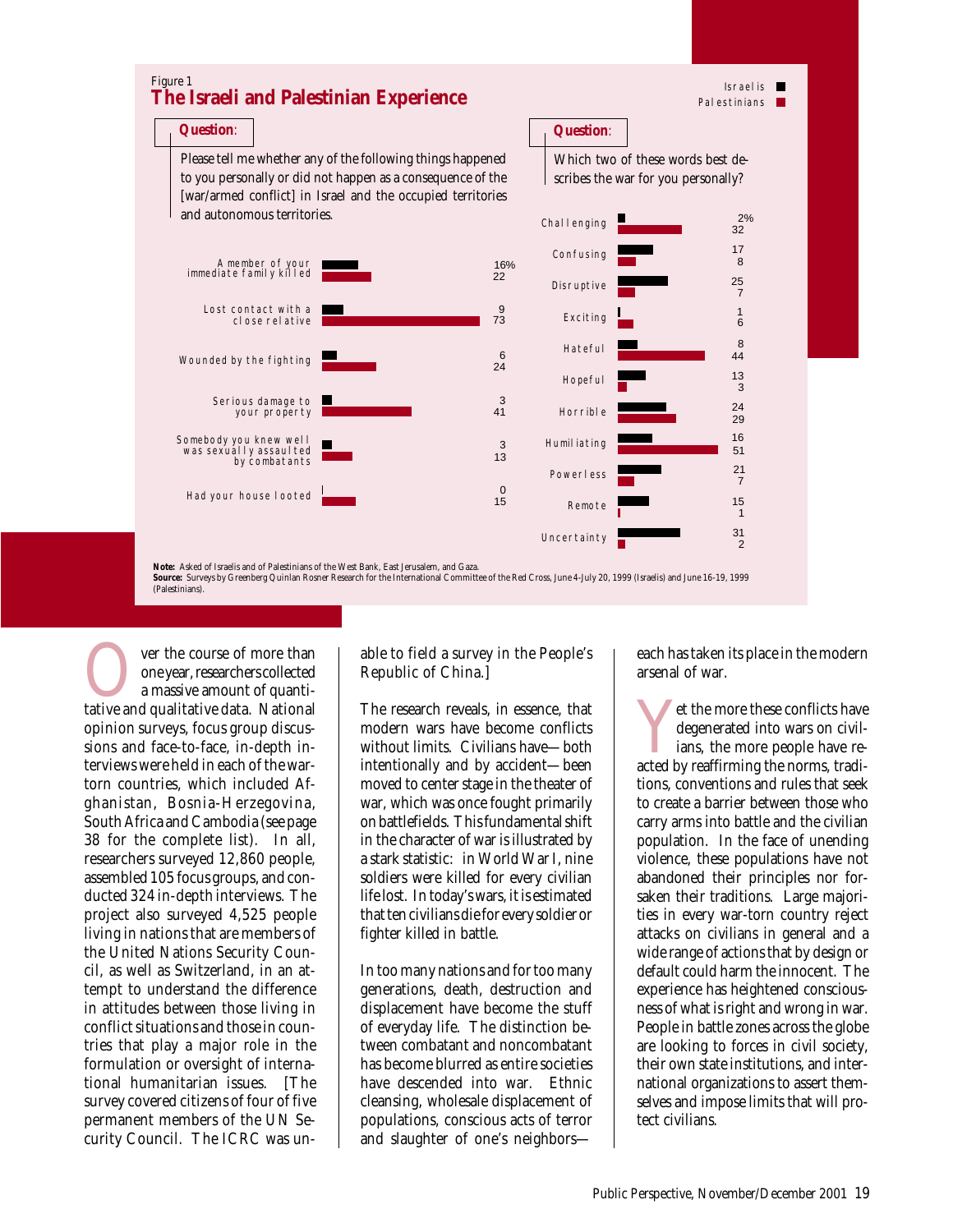Figure 1

## The Israeli and Palestinian Experience

Israelis ■ Palestinians ■

**Question:** Please tell me whether any of the following things happened to you personally or did not happen as a consequence of the [war/armed conflict] in Israel and the occupied territories and autonomous territories.

| | Israelis | Palestinians |
|---|---|---|
| A member of your immediate family killed | 16% | 22 |
| Lost contact with a close relative | 9 | 73 |
| Wounded by the fighting | 6 | 24 |
| Serious damage to your property | 3 | 41 |
| Somebody you knew well was sexually assaulted by combatants | 3 | 13 |
| Had your house looted | 0 | 15 |

**Question:** Which two of these words best describes the war for you personally?

| | Israelis | Palestinians |
|---|---|---|
| Challenging | 2% | 32 |
| Confusing | 17 | 8 |
| Disruptive | 25 | 7 |
| Exciting | 1 | 6 |
| Hateful | 8 | 44 |
| Hopeful | 13 | 3 |
| Horrible | 24 | 29 |
| Humiliating | 16 | 51 |
| Powerless | 21 | 7 |
| Remote | 15 | 1 |
| Uncertainty | 31 | 2 |

**Note:** Asked of Israelis and of Palestinians of the West Bank, East Jerusalem, and Gaza.
**Source:** Surveys by Greenberg Quinlan Rosner Research for the International Committee of the Red Cross, June 4-July 20, 1999 (Israelis) and June 16-19, 1999 (Palestinians).

Over the course of more than one year, researchers collected a massive amount of quantitative and qualitative data. National opinion surveys, focus group discussions and face-to-face, in-depth interviews were held in each of the war-torn countries, which included Afghanistan, Bosnia-Herzegovina, South Africa and Cambodia (see page 38 for the complete list). In all, researchers surveyed 12,860 people, assembled 105 focus groups, and conducted 324 in-depth interviews. The project also surveyed 4,525 people living in nations that are members of the United Nations Security Council, as well as Switzerland, in an attempt to understand the difference in attitudes between those living in conflict situations and those in countries that play a major role in the formulation or oversight of international humanitarian issues. [The survey covered citizens of four of five permanent members of the UN Security Council. The ICRC was unable to field a survey in the People's Republic of China.]

The research reveals, in essence, that modern wars have become conflicts without limits. Civilians have—both intentionally and by accident—been moved to center stage in the theater of war, which was once fought primarily on battlefields. This fundamental shift in the character of war is illustrated by a stark statistic: in World War I, nine soldiers were killed for every civilian life lost. In today's wars, it is estimated that ten civilians die for every soldier or fighter killed in battle.

In too many nations and for too many generations, death, destruction and displacement have become the stuff of everyday life. The distinction between combatant and noncombatant has become blurred as entire societies have descended into war. Ethnic cleansing, wholesale displacement of populations, conscious acts of terror and slaughter of one's neighbors—each has taken its place in the modern arsenal of war.

Yet the more these conflicts have degenerated into wars on civilians, the more people have reacted by reaffirming the norms, traditions, conventions and rules that seek to create a barrier between those who carry arms into battle and the civilian population. In the face of unending violence, these populations have not abandoned their principles nor forsaken their traditions. Large majorities in every war-torn country reject attacks on civilians in general and a wide range of actions that by design or default could harm the innocent. The experience has heightened consciousness of what is right and wrong in war. People in battle zones across the globe are looking to forces in civil society, their own state institutions, and international organizations to assert themselves and impose limits that will protect civilians.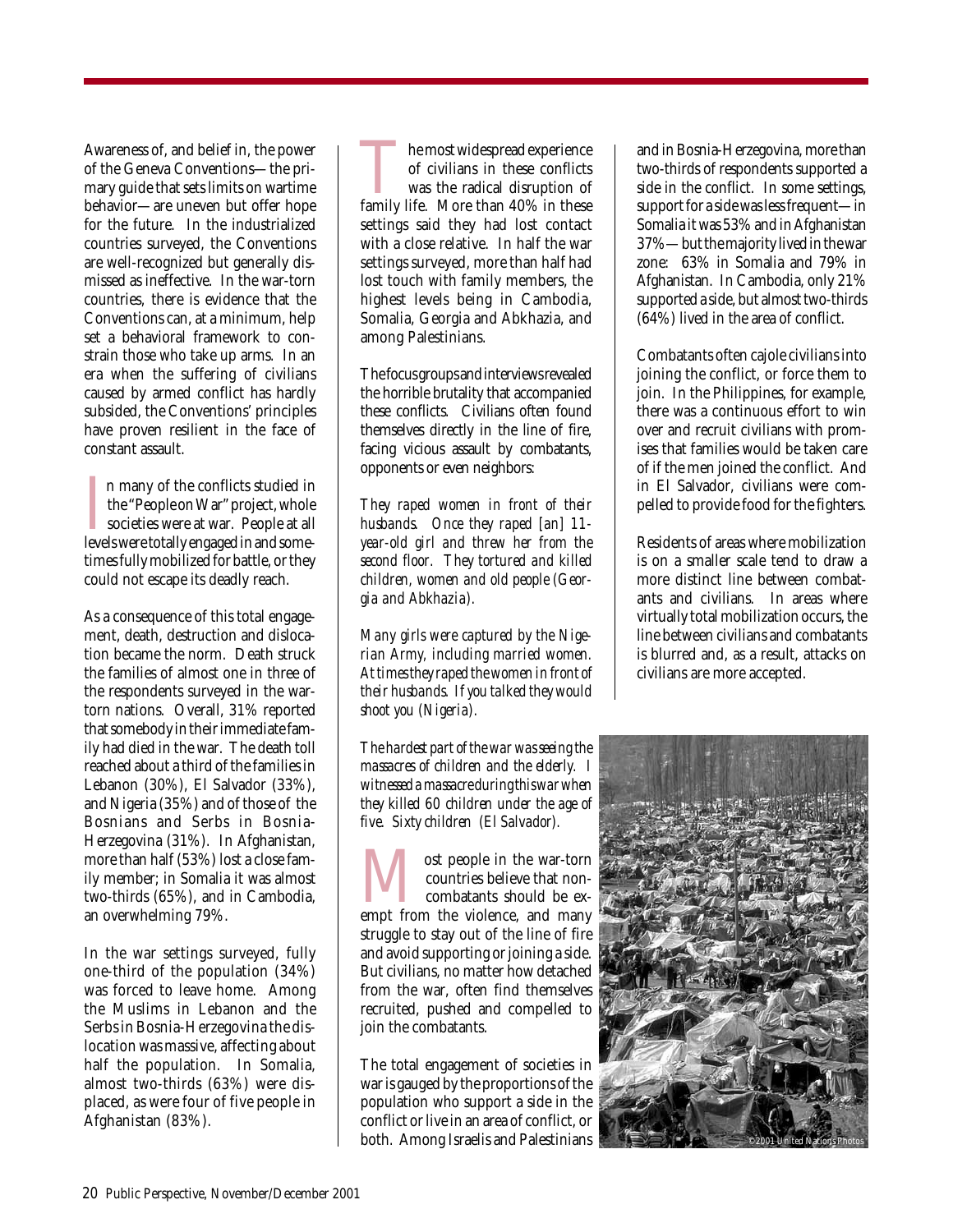Awareness of, and belief in, the power of the Geneva Conventions—the primary guide that sets limits on wartime behavior—are uneven but offer hope for the future. In the industrialized countries surveyed, the Conventions are well-recognized but generally dismissed as ineffective. In the war-torn countries, there is evidence that the Conventions can, at a minimum, help set a behavioral framework to constrain those who take up arms. In an era when the suffering of civilians caused by armed conflict has hardly subsided, the Conventions' principles have proven resilient in the face of constant assault.

In many of the conflicts studied in the "People on War" project, whole societies were at war. People at all levels were totally engaged in and sometimes fully mobilized for battle, or they could not escape its deadly reach.

As a consequence of this total engagement, death, destruction and dislocation became the norm. Death struck the families of almost one in three of the respondents surveyed in the war-torn nations. Overall, 31% reported that somebody in their immediate family had died in the war. The death toll reached about a third of the families in Lebanon (30%), El Salvador (33%), and Nigeria (35%) and of those of the Bosnians and Serbs in Bosnia-Herzegovina (31%). In Afghanistan, more than half (53%) lost a close family member; in Somalia it was almost two-thirds (65%), and in Cambodia, an overwhelming 79%.

In the war settings surveyed, fully one-third of the population (34%) was forced to leave home. Among the Muslims in Lebanon and the Serbs in Bosnia-Herzegovina the dislocation was massive, affecting about half the population. In Somalia, almost two-thirds (63%) were displaced, as were four of five people in Afghanistan (83%).

The most widespread experience of civilians in these conflicts was the radical disruption of family life. More than 40% in these settings said they had lost contact with a close relative. In half the war settings surveyed, more than half had lost touch with family members, the highest levels being in Cambodia, Somalia, Georgia and Abkhazia, and among Palestinians.

The focus groups and interviews revealed the horrible brutality that accompanied these conflicts. Civilians often found themselves directly in the line of fire, facing vicious assault by combatants, opponents or even neighbors:

*They raped women in front of their husbands. Once they raped [an] 11-year-old girl and threw her from the second floor. They tortured and killed children, women and old people (Georgia and Abkhazia).*

*Many girls were captured by the Nigerian Army, including married women. At times they raped the women in front of their husbands. If you talked they would shoot you (Nigeria).*

*The hardest part of the war was seeing the massacres of children and the elderly. I witnessed a massacre during this war when they killed 60 children under the age of five. Sixty children (El Salvador).*

Most people in the war-torn countries believe that non-combatants should be exempt from the violence, and many struggle to stay out of the line of fire and avoid supporting or joining a side. But civilians, no matter how detached from the war, often find themselves recruited, pushed and compelled to join the combatants.

The total engagement of societies in war is gauged by the proportions of the population who support a side in the conflict or live in an area of conflict, or both. Among Israelis and Palestinians and in Bosnia-Herzegovina, more than two-thirds of respondents supported a side in the conflict. In some settings, support for a side was less frequent—in Somalia it was 53% and in Afghanistan 37%—but the majority lived in the war zone: 63% in Somalia and 79% in Afghanistan. In Cambodia, only 21% supported a side, but almost two-thirds (64%) lived in the area of conflict.

Combatants often cajole civilians into joining the conflict, or force them to join. In the Philippines, for example, there was a continuous effort to win over and recruit civilians with promises that families would be taken care of if the men joined the conflict. And in El Salvador, civilians were compelled to provide food for the fighters.

Residents of areas where mobilization is on a smaller scale tend to draw a more distinct line between combatants and civilians. In areas where virtually total mobilization occurs, the line between civilians and combatants is blurred and, as a result, attacks on civilians are more accepted.

©2001 United Nations Photos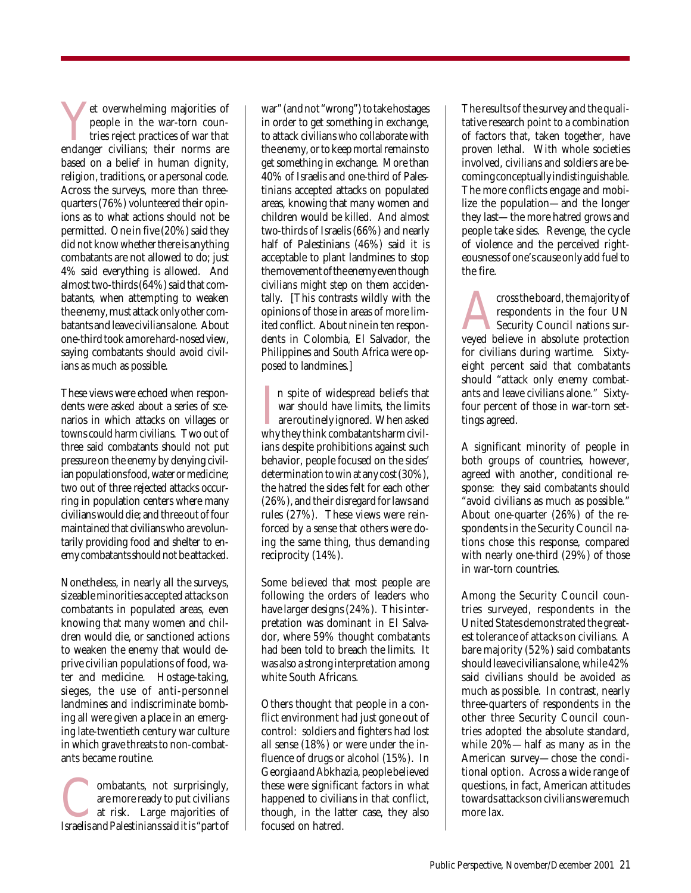Yet overwhelming majorities of people in the war-torn countries reject practices of war that endanger civilians; their norms are based on a belief in human dignity, religion, traditions, or a personal code. Across the surveys, more than three-quarters (76%) volunteered their opinions as to what actions should not be permitted. One in five (20%) said they did not know whether there is anything combatants are not allowed to do; just 4% said everything is allowed. And almost two-thirds (64%) said that combatants, when attempting to weaken the enemy, must attack only other combatants and leave civilians alone. About one-third took a more hard-nosed view, saying combatants should avoid civilians as much as possible.

These views were echoed when respondents were asked about a series of scenarios in which attacks on villages or towns could harm civilians. Two out of three said combatants should not put pressure on the enemy by denying civilian populations food, water or medicine; two out of three rejected attacks occurring in population centers where many civilians would die; and three out of four maintained that civilians who are voluntarily providing food and shelter to enemy combatants should not be attacked.

Nonetheless, in nearly all the surveys, sizeable minorities accepted attacks on combatants in populated areas, even knowing that many women and children would die, or sanctioned actions to weaken the enemy that would deprive civilian populations of food, water and medicine. Hostage-taking, sieges, the use of anti-personnel landmines and indiscriminate bombing all were given a place in an emerging late-twentieth century war culture in which grave threats to non-combatants became routine.

Combatants, not surprisingly, are more ready to put civilians at risk. Large majorities of Israelis and Palestinians said it is "part of war" (and not "wrong") to take hostages in order to get something in exchange, to attack civilians who collaborate with the enemy, or to keep mortal remains to get something in exchange. More than 40% of Israelis and one-third of Palestinians accepted attacks on populated areas, knowing that many women and children would be killed. And almost two-thirds of Israelis (66%) and nearly half of Palestinians (46%) said it is acceptable to plant landmines to stop the movement of the enemy even though civilians might step on them accidentally. [This contrasts wildly with the opinions of those in areas of more limited conflict. About nine in ten respondents in Colombia, El Salvador, the Philippines and South Africa were opposed to landmines.]

In spite of widespread beliefs that war should have limits, the limits are routinely ignored. When asked why they think combatants harm civilians despite prohibitions against such behavior, people focused on the sides' determination to win at any cost (30%), the hatred the sides felt for each other (26%), and their disregard for laws and rules (27%). These views were reinforced by a sense that others were doing the same thing, thus demanding reciprocity (14%).

Some believed that most people are following the orders of leaders who have larger designs (24%). This interpretation was dominant in El Salvador, where 59% thought combatants had been told to breach the limits. It was also a strong interpretation among white South Africans.

Others thought that people in a conflict environment had just gone out of control: soldiers and fighters had lost all sense (18%) or were under the influence of drugs or alcohol (15%). In Georgia and Abkhazia, people believed these were significant factors in what happened to civilians in that conflict, though, in the latter case, they also focused on hatred.

The results of the survey and the qualitative research point to a combination of factors that, taken together, have proven lethal. With whole societies involved, civilians and soldiers are becoming conceptually indistinguishable. The more conflicts engage and mobilize the population—and the longer they last—the more hatred grows and people take sides. Revenge, the cycle of violence and the perceived righteousness of one's cause only add fuel to the fire.

Across the board, the majority of respondents in the four UN Security Council nations surveyed believe in absolute protection for civilians during wartime. Sixty-eight percent said that combatants should "attack only enemy combatants and leave civilians alone." Sixty-four percent of those in war-torn settings agreed.

A significant minority of people in both groups of countries, however, agreed with another, conditional response: they said combatants should "avoid civilians as much as possible." About one-quarter (26%) of the respondents in the Security Council nations chose this response, compared with nearly one-third (29%) of those in war-torn countries.

Among the Security Council countries surveyed, respondents in the United States demonstrated the greatest tolerance of attacks on civilians. A bare majority (52%) said combatants should leave civilians alone, while 42% said civilians should be avoided as much as possible. In contrast, nearly three-quarters of respondents in the other three Security Council countries adopted the absolute standard, while 20%—half as many as in the American survey—chose the conditional option. Across a wide range of questions, in fact, American attitudes towards attacks on civilians were much more lax.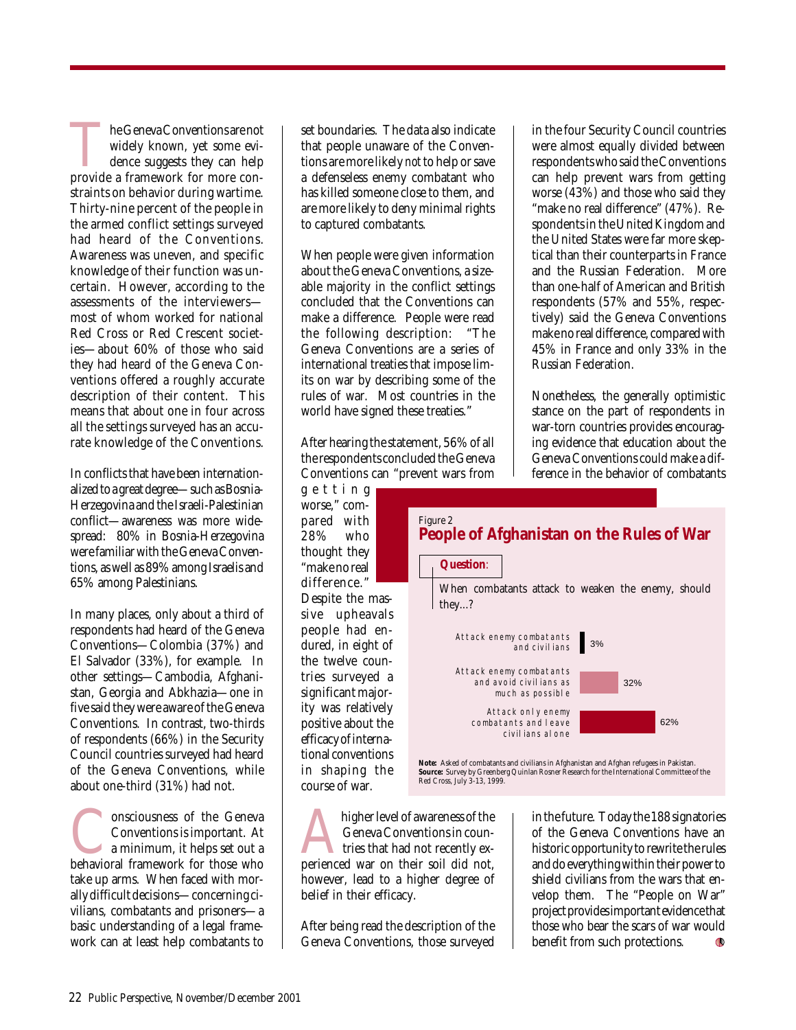The Geneva Conventions are not widely known, yet some evidence suggests they can help provide a framework for more constraints on behavior during wartime. Thirty-nine percent of the people in the armed conflict settings surveyed had heard of the Conventions. Awareness was uneven, and specific knowledge of their function was uncertain. However, according to the assessments of the interviewers—most of whom worked for national Red Cross or Red Crescent societies—about 60% of those who said they had heard of the Geneva Conventions offered a roughly accurate description of their content. This means that about one in four across all the settings surveyed has an accurate knowledge of the Conventions.

In conflicts that have been internationalized to a great degree—such as Bosnia-Herzegovina and the Israeli-Palestinian conflict—awareness was more widespread: 80% in Bosnia-Herzegovina were familiar with the Geneva Conventions, as well as 89% among Israelis and 65% among Palestinians.

In many places, only about a third of respondents had heard of the Geneva Conventions—Colombia (37%) and El Salvador (33%), for example. In other settings—Cambodia, Afghanistan, Georgia and Abkhazia—one in five said they were aware of the Geneva Conventions. In contrast, two-thirds of respondents (66%) in the Security Council countries surveyed had heard of the Geneva Conventions, while about one-third (31%) had not.

Consciousness of the Geneva Conventions is important. At a minimum, it helps set out a behavioral framework for those who take up arms. When faced with morally difficult decisions—concerning civilians, combatants and prisoners—a basic understanding of a legal framework can at least help combatants to set boundaries. The data also indicate that people unaware of the Conventions are more likely *not* to help or save a defenseless enemy combatant who has killed someone close to them, and are more likely to deny minimal rights to captured combatants.

When people were given information about the Geneva Conventions, a sizeable majority in the conflict settings concluded that the Conventions can make a difference. People were read the following description: "The Geneva Conventions are a series of international treaties that impose limits on war by describing some of the rules of war. Most countries in the world have signed these treaties."

After hearing the statement, 56% of all the respondents concluded the Geneva Conventions can "prevent wars from getting worse," compared with 28% who thought they "make no real difference." Despite the massive upheavals people had endured, in eight of the twelve countries surveyed a significant majority was relatively positive about the efficacy of international conventions in shaping the course of war.

A higher level of awareness of the Geneva Conventions in countries that had not recently experienced war on their soil did not, however, lead to a higher degree of belief in their efficacy.

After being read the description of the Geneva Conventions, those surveyed in the four Security Council countries were almost equally divided between respondents who said the Conventions can help prevent wars from getting worse (43%) and those who said they "make no real difference" (47%). Respondents in the United Kingdom and the United States were far more skeptical than their counterparts in France and the Russian Federation. More than one-half of American and British respondents (57% and 55%, respectively) said the Geneva Conventions make no real difference, compared with 45% in France and only 33% in the Russian Federation.

Nonetheless, the generally optimistic stance on the part of respondents in war-torn countries provides encouraging evidence that education about the Geneva Conventions could make a difference in the behavior of combatants in the future. Today the 188 signatories of the Geneva Conventions have an historic opportunity to rewrite the rules and do everything within their power to shield civilians from the wars that envelop them. The "People on War" project provides important evidence that those who bear the scars of war would benefit from such protections.

Figure 2

**People of Afghanistan on the Rules of War**

**Question:**

When combatants attack to weaken the enemy, should they...?

Attack enemy combatants and civilians 3%

Attack enemy combatants and avoid civilians as much as possible 32%

Attack only enemy combatants and leave civilians alone 62%

**Note:** Asked of combatants and civilians in Afghanistan and Afghan refugees in Pakistan.
**Source:** Survey by Greenberg Quinlan Rosner Research for the International Committee of the Red Cross, July 3-13, 1999.